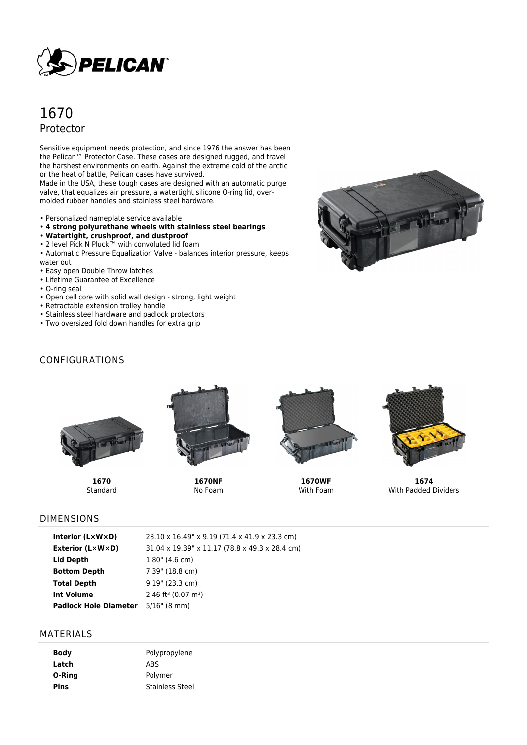# 1670

## Protector

Sensitive equipment needs protection, and since 1976 the answer has been the Pelican™ Protector Case. These cases are designed rugged, and travel the harshest environments on earth. Against the extreme cold of the arctic or the heat of battle, Pelican cases have survived.
Made in the USA, these tough cases are designed with an automatic purge valve, that equalizes air pressure, a watertight silicone O-ring lid, over-molded rubber handles and stainless steel hardware.

- Personalized nameplate service available
- **4 strong polyurethane wheels with stainless steel bearings**
- **Watertight, crushproof, and dustproof**
- 2 level Pick N Pluck™ with convoluted lid foam
- Automatic Pressure Equalization Valve - balances interior pressure, keeps water out
- Easy open Double Throw latches
- Lifetime Guarantee of Excellence
- O-ring seal
- Open cell core with solid wall design - strong, light weight
- Retractable extension trolley handle
- Stainless steel hardware and padlock protectors
- Two oversized fold down handles for extra grip

## CONFIGURATIONS

**1670**
Standard

**1670NF**
No Foam

**1670WF**
With Foam

**1674**
With Padded Dividers

## DIMENSIONS

| | |
|---|---|
| **Interior (L×W×D)** | 28.10 x 16.49" x 9.19 (71.4 x 41.9 x 23.3 cm) |
| **Exterior (L×W×D)** | 31.04 x 19.39" x 11.17 (78.8 x 49.3 x 28.4 cm) |
| **Lid Depth** | 1.80" (4.6 cm) |
| **Bottom Depth** | 7.39" (18.8 cm) |
| **Total Depth** | 9.19" (23.3 cm) |
| **Int Volume** | 2.46 ft³ (0.07 m³) |
| **Padlock Hole Diameter** | 5/16" (8 mm) |

## MATERIALS

| | |
|---|---|
| **Body** | Polypropylene |
| **Latch** | ABS |
| **O-Ring** | Polymer |
| **Pins** | Stainless Steel |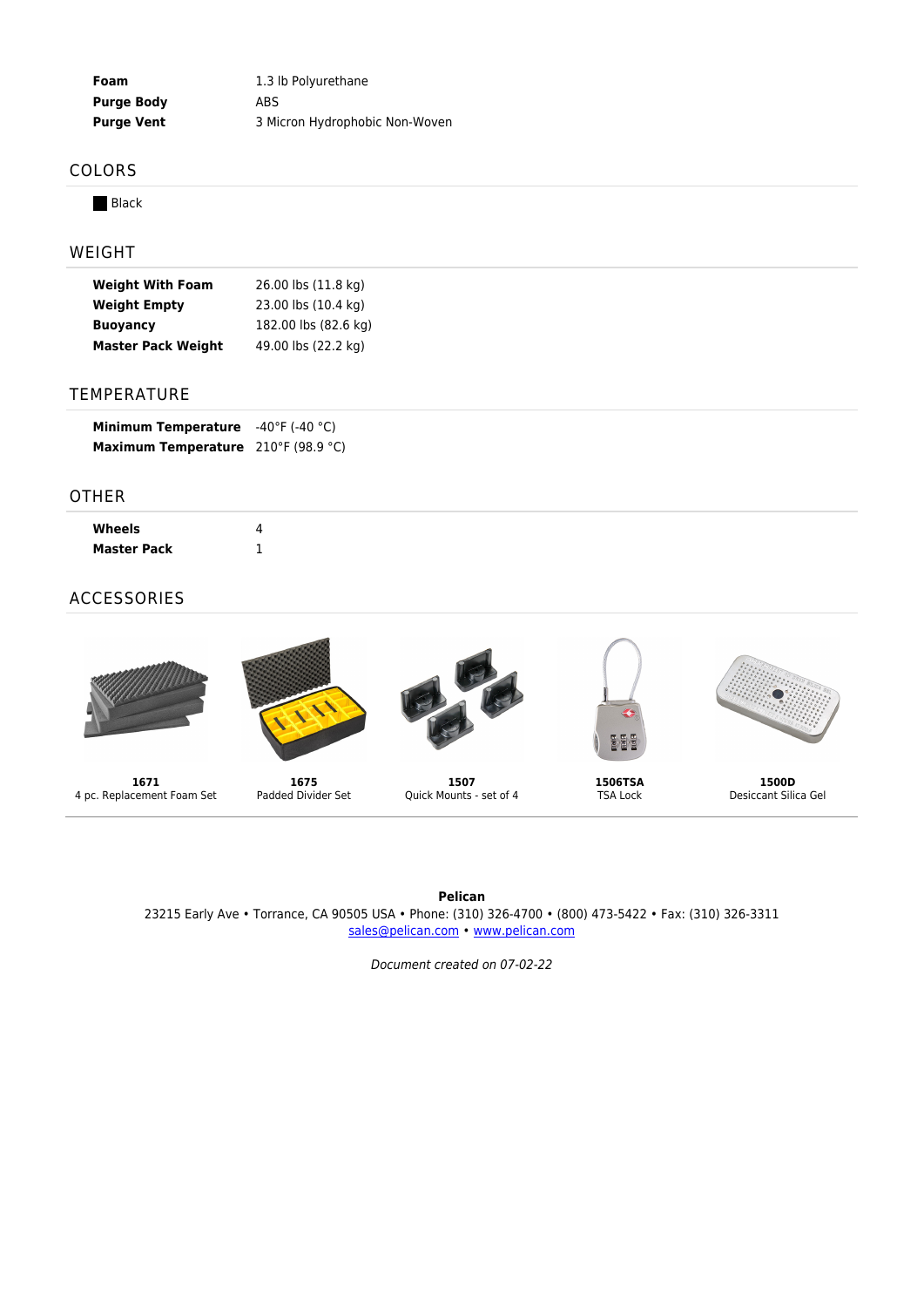| | |
|---|---|
| **Foam** | 1.3 lb Polyurethane |
| **Purge Body** | ABS |
| **Purge Vent** | 3 Micron Hydrophobic Non-Woven |

## COLORS

Black

## WEIGHT

| | |
|---|---|
| **Weight With Foam** | 26.00 lbs (11.8 kg) |
| **Weight Empty** | 23.00 lbs (10.4 kg) |
| **Buoyancy** | 182.00 lbs (82.6 kg) |
| **Master Pack Weight** | 49.00 lbs (22.2 kg) |

## TEMPERATURE

| | |
|---|---|
| **Minimum Temperature** | -40°F (-40 °C) |
| **Maximum Temperature** | 210°F (98.9 °C) |

## OTHER

| | |
|---|---|
| **Wheels** | 4 |
| **Master Pack** | 1 |

## ACCESSORIES

**1671**
4 pc. Replacement Foam Set

**1675**
Padded Divider Set

**1507**
Quick Mounts - set of 4

**1506TSA**
TSA Lock

**1500D**
Desiccant Silica Gel

**Pelican**
23215 Early Ave • Torrance, CA 90505 USA • Phone: (310) 326-4700 • (800) 473-5422 • Fax: (310) 326-3311
sales@pelican.com • www.pelican.com

*Document created on 07-02-22*